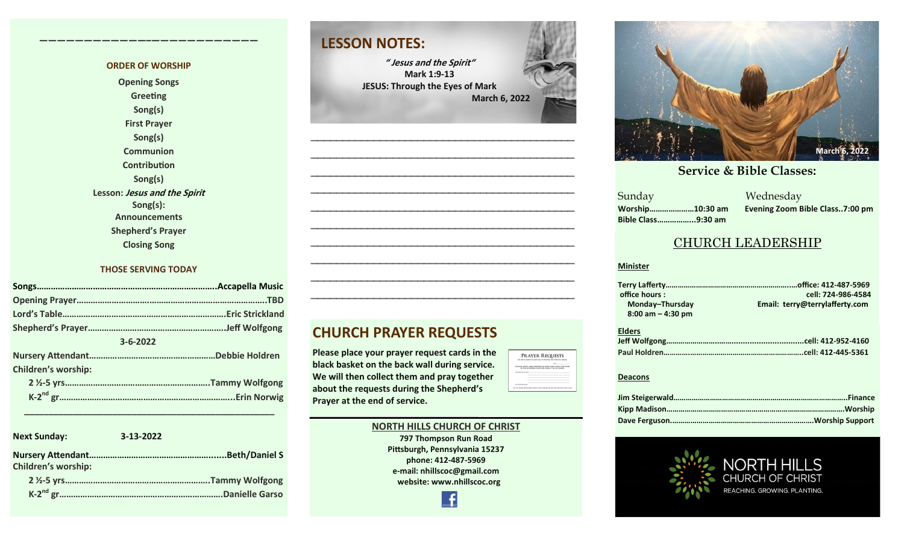## ORDER OF WORSHIP

Opening Songs
Greeting
Song(s)
First Prayer
Song(s)
Communion
Contribution
Song(s)
Lesson: *Jesus and the Spirit*
Song(s):
Announcements
Shepherd's Prayer
Closing Song

## THOSE SERVING TODAY

**Songs**……………………………………………………………………Accapella Music
**Opening Prayer**……………………………………………………………………TBD
**Lord's Table**……………………………………………………………Eric Strickland
**Shepherd's Prayer**…………………………………………………Jeff Wolfgong

**3-6-2022**

**Nursery Attendant**……………………………………………Debbie Holdren
**Children's worship:**
- 2 ½-5 yrs……………………………………………………Tammy Wolfgong
- K-2nd gr………………………………………………………………..Erin Norwig

**Next Sunday: 3-13-2022**

**Nursery Attendant**………………………………………………......Beth/Daniel S
**Children's worship:**
- 2 ½-5 yrs……………………………………………………Tammy Wolfgong
- K-2nd gr……………………………………………………………Danielle Garso

## LESSON NOTES:

*"Jesus and the Spirit"*
**Mark 1:9-13**
**JESUS: Through the Eyes of Mark**
**March 6, 2022**

## CHURCH PRAYER REQUESTS

**Please place your prayer request cards in the black basket on the back wall during service. We will then collect them and pray together about the requests during the Shepherd's Prayer at the end of service.**

**NORTH HILLS CHURCH OF CHRIST**
797 Thompson Run Road
Pittsburgh, Pennsylvania 15237
phone: 412-487-5969
e-mail: nhillscoc@gmail.com
website: www.nhillscoc.org

March 6, 2022

## Service & Bible Classes:

| Sunday | Wednesday |
|---|---|
| Worship…………………10:30 am | Evening Zoom Bible Class..7:00 pm |
| Bible Class……………..9:30 am | |

## CHURCH LEADERSHIP

**Minister**

Terry Lafferty……………………………………………………office: 412-487-5969
office hours: cell: 724-986-4584
Monday–Thursday
8:00 am – 4:30 pm
Email: terry@terrylafferty.com

**Elders**

Jeff Wolfgong……………………………………………………cell: 412-952-4160
Paul Holdren……………………………………………………cell: 412-445-5361

**Deacons**

Jim Steigerwald……………………………………………………………Finance
Kipp Madison……………………………………………………………Worship
Dave Ferguson…………………………………………………Worship Support

NORTH HILLS CHURCH OF CHRIST
REACHING. GROWING. PLANTING.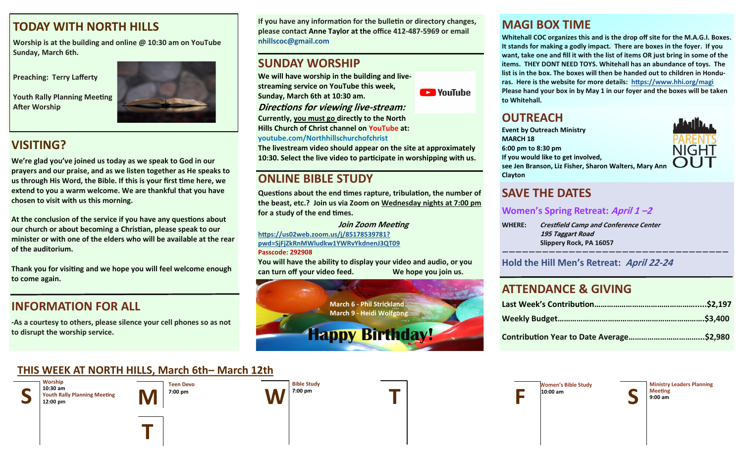## TODAY WITH NORTH HILLS

**Worship is at the building and online @ 10:30 am on YouTube Sunday, March 6th.**

**Preaching: Terry Lafferty**

**Youth Rally Planning Meeting After Worship**

## VISITING?

**We're glad you've joined us today as we speak to God in our prayers and our praise, and as we listen together as He speaks to us through His Word, the Bible. If this is your first time here, we extend to you a warm welcome. We are thankful that you have chosen to visit with us this morning.**

**At the conclusion of the service if you have any questions about our church or about becoming a Christian, please speak to our minister or with one of the elders who will be available at the rear of the auditorium.**

**Thank you for visiting and we hope you will feel welcome enough to come again.**

## INFORMATION FOR ALL

**-As a courtesy to others, please silence your cell phones so as not to disrupt the worship service.**

**If you have any information for the bulletin or directory changes, please contact Anne Taylor at the office 412-487-5969 or email nhillscoc@gmail.com**

## SUNDAY WORSHIP

**We will have worship in the building and live-streaming service on YouTube this week, Sunday, March 6th at 10:30 am.**

***Directions for viewing live-stream:***

**Currently, you must go directly to the North Hills Church of Christ channel on YouTube at: youtube.com/Northhillschurchofchrist**

**The livestream video should appear on the site at approximately 10:30. Select the live video to participate in worshipping with us.**

## ONLINE BIBLE STUDY

**Questions about the end times rapture, tribulation, the number of the beast, etc.? Join us via Zoom on Wednesday nights at 7:00 pm for a study of the end times.**

***Join Zoom Meeting***

**https://us02web.zoom.us/j/85178539781?pwd=SjFjZkRnMWludkw1YWRvYkdnenJ3QT09**

**Passcode: 292908**

**You will have the ability to display your video and audio, or you can turn off your video feed. We hope you join us.**

**March 6 - Phil Strickland**
**March 9 - Heidi Wolfgong**

**Happy Birthday!**

## MAGI BOX TIME

**Whitehall COC organizes this and is the drop off site for the M.A.G.I. Boxes. It stands for making a godly impact. There are boxes in the foyer. If you want, take one and fill it with the list of items OR just bring in some of the items. THEY DONT NEED TOYS. Whitehall has an abundance of toys. The list is in the box. The boxes will then be handed out to children in Honduras. Here is the website for more details: https://www.hhi.org/magi Please hand your box in by May 1 in our foyer and the boxes will be taken to Whitehall.**

## OUTREACH

**Event by Outreach Ministry**
**MARCH 18**
**6:00 pm to 8:30 pm**
**If you would like to get involved, see Jen Branson, Liz Fisher, Sharon Walters, Mary Ann Clayton**

PARENTS NIGHT OUT

## SAVE THE DATES

### Women's Spring Retreat: *April 1 –2*

**WHERE:** ***Crestfield Camp and Conference Center***
***195 Taggart Road***
**Slippery Rock, PA 16057**

### Hold the Hill Men's Retreat: *April 22-24*

## ATTENDANCE & GIVING

| | |
|---|---|
| **Last Week's Contribution** | **$2,197** |
| **Weekly Budget** | **$3,400** |
| **Contribution Year to Date Average** | **$2,980** |

## THIS WEEK AT NORTH HILLS, March 6th– March 12th

**S** — Worship 10:30 am; Youth Rally Planning Meeting 12:00 pm

**M** — Teen Devo 7:00 pm

**T**

**W** — Bible Study 7:00 pm

**T**

**F** — Women's Bible Study 10:00 am

**S** — Ministry Leaders Planning Meeting 9:00 am